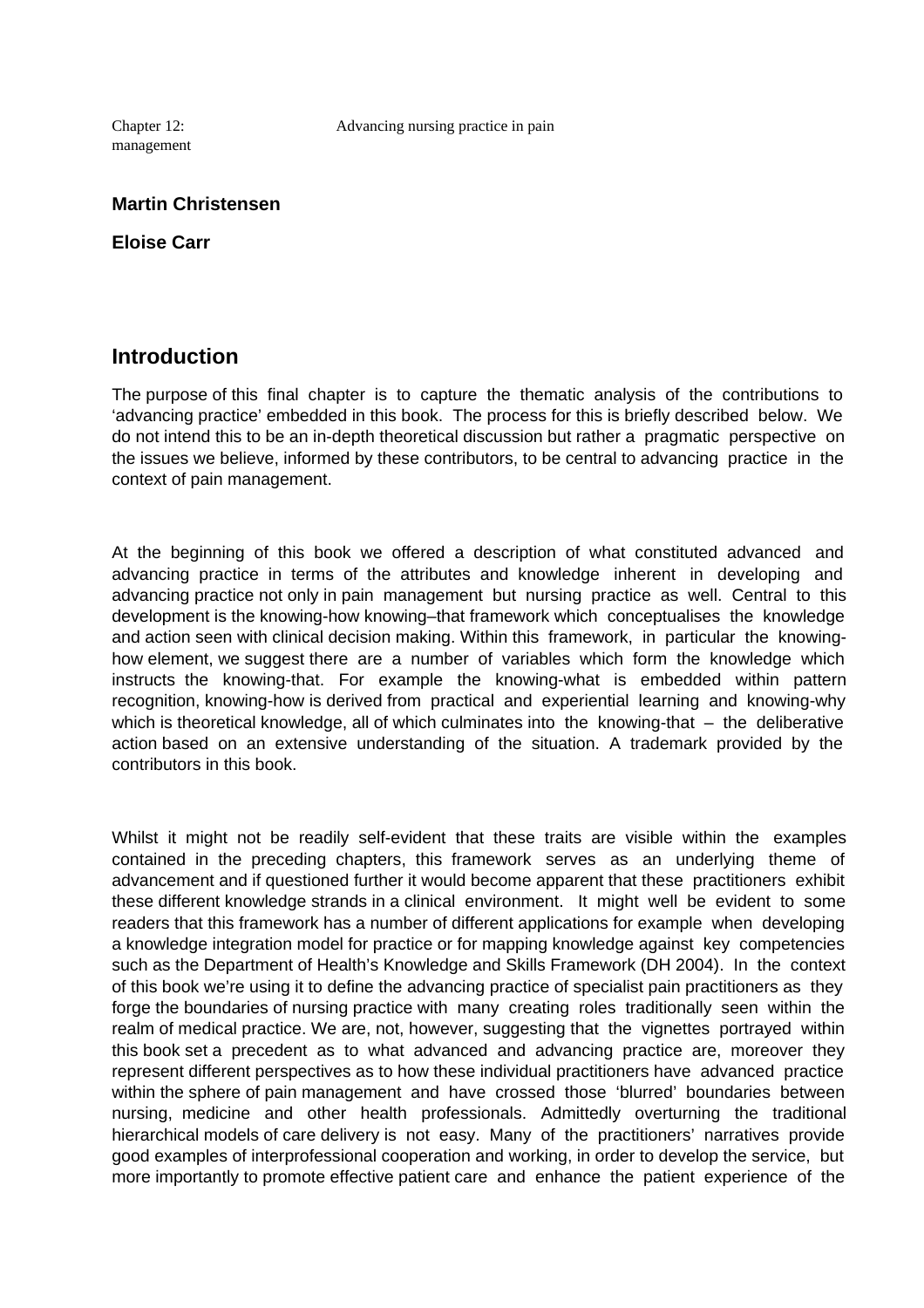Chapter 12: Advancing nursing practice in pain management

**Martin Christensen**

**Eloise Carr**

## Introduction

The purpose of this final chapter is to capture the thematic analysis of the contributions to 'advancing practice' embedded in this book. The process for this is briefly described below. We do not intend this to be an in-depth theoretical discussion but rather a pragmatic perspective on the issues we believe, informed by these contributors, to be central to advancing practice in the context of pain management.

At the beginning of this book we offered a description of what constituted advanced and advancing practice in terms of the attributes and knowledge inherent in developing and advancing practice not only in pain management but nursing practice as well. Central to this development is the knowing-how knowing–that framework which conceptualises the knowledge and action seen with clinical decision making. Within this framework, in particular the knowing-how element, we suggest there are a number of variables which form the knowledge which instructs the knowing-that. For example the knowing-what is embedded within pattern recognition, knowing-how is derived from practical and experiential learning and knowing-why which is theoretical knowledge, all of which culminates into the knowing-that – the deliberative action based on an extensive understanding of the situation. A trademark provided by the contributors in this book.

Whilst it might not be readily self-evident that these traits are visible within the examples contained in the preceding chapters, this framework serves as an underlying theme of advancement and if questioned further it would become apparent that these practitioners exhibit these different knowledge strands in a clinical environment. It might well be evident to some readers that this framework has a number of different applications for example when developing a knowledge integration model for practice or for mapping knowledge against key competencies such as the Department of Health's Knowledge and Skills Framework (DH 2004). In the context of this book we're using it to define the advancing practice of specialist pain practitioners as they forge the boundaries of nursing practice with many creating roles traditionally seen within the realm of medical practice. We are, not, however, suggesting that the vignettes portrayed within this book set a precedent as to what advanced and advancing practice are, moreover they represent different perspectives as to how these individual practitioners have advanced practice within the sphere of pain management and have crossed those 'blurred' boundaries between nursing, medicine and other health professionals. Admittedly overturning the traditional hierarchical models of care delivery is not easy. Many of the practitioners' narratives provide good examples of interprofessional cooperation and working, in order to develop the service, but more importantly to promote effective patient care and enhance the patient experience of the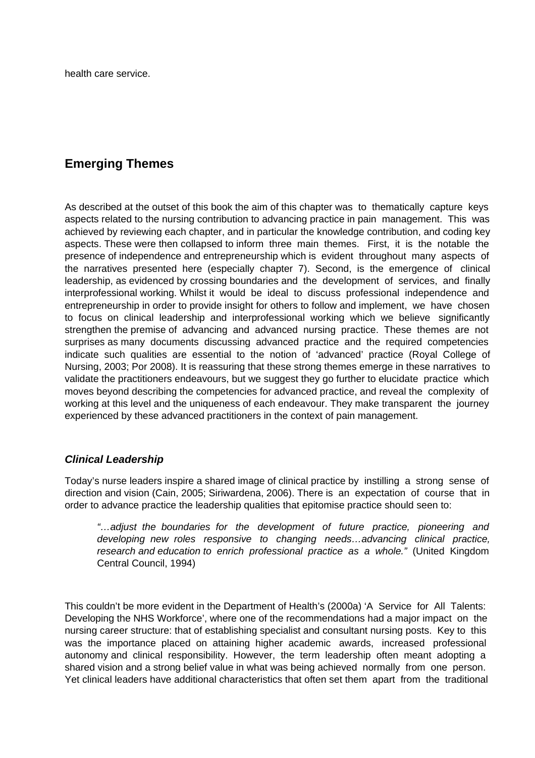health care service.

## Emerging Themes

As described at the outset of this book the aim of this chapter was to thematically capture keys aspects related to the nursing contribution to advancing practice in pain management. This was achieved by reviewing each chapter, and in particular the knowledge contribution, and coding key aspects. These were then collapsed to inform three main themes. First, it is the notable the presence of independence and entrepreneurship which is evident throughout many aspects of the narratives presented here (especially chapter 7). Second, is the emergence of clinical leadership, as evidenced by crossing boundaries and the development of services, and finally interprofessional working. Whilst it would be ideal to discuss professional independence and entrepreneurship in order to provide insight for others to follow and implement, we have chosen to focus on clinical leadership and interprofessional working which we believe significantly strengthen the premise of advancing and advanced nursing practice. These themes are not surprises as many documents discussing advanced practice and the required competencies indicate such qualities are essential to the notion of 'advanced' practice (Royal College of Nursing, 2003; Por 2008). It is reassuring that these strong themes emerge in these narratives to validate the practitioners endeavours, but we suggest they go further to elucidate practice which moves beyond describing the competencies for advanced practice, and reveal the complexity of working at this level and the uniqueness of each endeavour. They make transparent the journey experienced by these advanced practitioners in the context of pain management.

### *Clinical Leadership*

Today's nurse leaders inspire a shared image of clinical practice by instilling a strong sense of direction and vision (Cain, 2005; Siriwardena, 2006). There is an expectation of course that in order to advance practice the leadership qualities that epitomise practice should seen to:

> *"…adjust the boundaries for the development of future practice, pioneering and developing new roles responsive to changing needs…advancing clinical practice, research and education to enrich professional practice as a whole."* (United Kingdom Central Council, 1994)

This couldn't be more evident in the Department of Health's (2000a) 'A Service for All Talents: Developing the NHS Workforce', where one of the recommendations had a major impact on the nursing career structure: that of establishing specialist and consultant nursing posts. Key to this was the importance placed on attaining higher academic awards, increased professional autonomy and clinical responsibility. However, the term leadership often meant adopting a shared vision and a strong belief value in what was being achieved normally from one person. Yet clinical leaders have additional characteristics that often set them apart from the traditional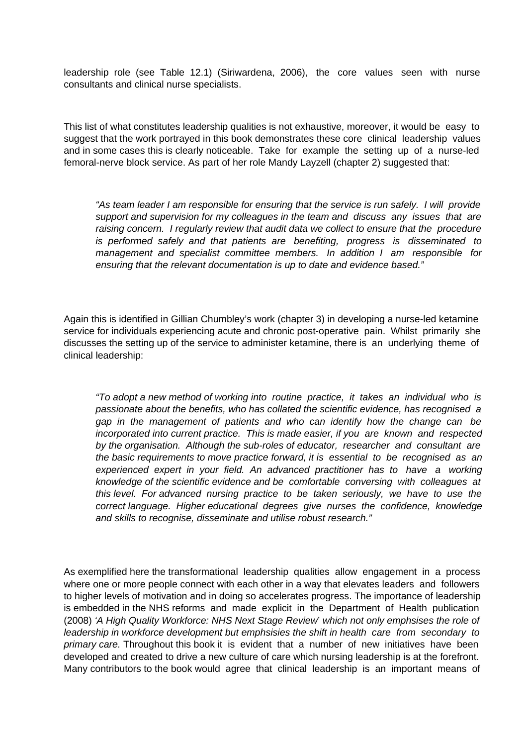leadership role (see Table 12.1) (Siriwardena, 2006), the core values seen with nurse consultants and clinical nurse specialists.

This list of what constitutes leadership qualities is not exhaustive, moreover, it would be easy to suggest that the work portrayed in this book demonstrates these core clinical leadership values and in some cases this is clearly noticeable. Take for example the setting up of a nurse-led femoral-nerve block service. As part of her role Mandy Layzell (chapter 2) suggested that:

> *"As team leader I am responsible for ensuring that the service is run safely. I will provide support and supervision for my colleagues in the team and discuss any issues that are raising concern. I regularly review that audit data we collect to ensure that the procedure is performed safely and that patients are benefiting, progress is disseminated to management and specialist committee members. In addition I am responsible for ensuring that the relevant documentation is up to date and evidence based."*

Again this is identified in Gillian Chumbley's work (chapter 3) in developing a nurse-led ketamine service for individuals experiencing acute and chronic post-operative pain. Whilst primarily she discusses the setting up of the service to administer ketamine, there is an underlying theme of clinical leadership:

> *"To adopt a new method of working into routine practice, it takes an individual who is passionate about the benefits, who has collated the scientific evidence, has recognised a gap in the management of patients and who can identify how the change can be incorporated into current practice. This is made easier, if you are known and respected by the organisation. Although the sub-roles of educator, researcher and consultant are the basic requirements to move practice forward, it is essential to be recognised as an experienced expert in your field. An advanced practitioner has to have a working knowledge of the scientific evidence and be comfortable conversing with colleagues at this level. For advanced nursing practice to be taken seriously, we have to use the correct language. Higher educational degrees give nurses the confidence, knowledge and skills to recognise, disseminate and utilise robust research."*

As exemplified here the transformational leadership qualities allow engagement in a process where one or more people connect with each other in a way that elevates leaders and followers to higher levels of motivation and in doing so accelerates progress. The importance of leadership is embedded in the NHS reforms and made explicit in the Department of Health publication (2008) *'A High Quality Workforce: NHS Next Stage Review' which not only emphsises the role of leadership in workforce development but emphsisies the shift in health care from secondary to primary care.* Throughout this book it is evident that a number of new initiatives have been developed and created to drive a new culture of care which nursing leadership is at the forefront. Many contributors to the book would agree that clinical leadership is an important means of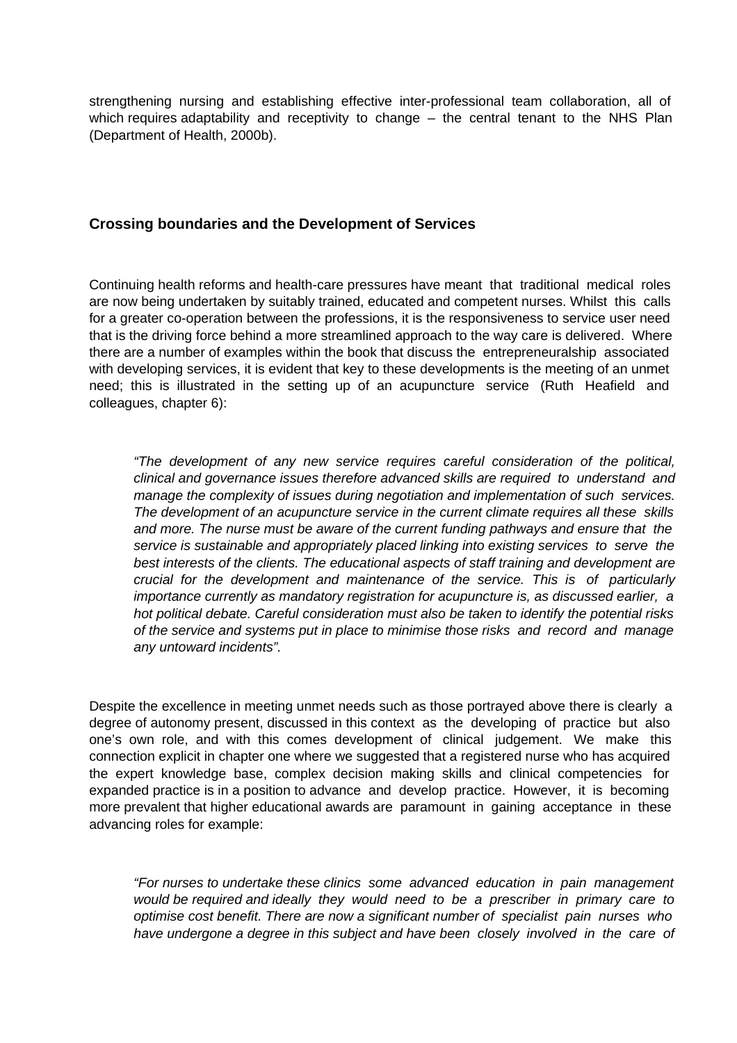strengthening nursing and establishing effective inter-professional team collaboration, all of which requires adaptability and receptivity to change – the central tenant to the NHS Plan (Department of Health, 2000b).

### Crossing boundaries and the Development of Services

Continuing health reforms and health-care pressures have meant that traditional medical roles are now being undertaken by suitably trained, educated and competent nurses. Whilst this calls for a greater co-operation between the professions, it is the responsiveness to service user need that is the driving force behind a more streamlined approach to the way care is delivered. Where there are a number of examples within the book that discuss the entrepreneuralship associated with developing services, it is evident that key to these developments is the meeting of an unmet need; this is illustrated in the setting up of an acupuncture service (Ruth Heafield and colleagues, chapter 6):

> *"The development of any new service requires careful consideration of the political, clinical and governance issues therefore advanced skills are required to understand and manage the complexity of issues during negotiation and implementation of such services. The development of an acupuncture service in the current climate requires all these skills and more. The nurse must be aware of the current funding pathways and ensure that the service is sustainable and appropriately placed linking into existing services to serve the best interests of the clients. The educational aspects of staff training and development are crucial for the development and maintenance of the service. This is of particularly importance currently as mandatory registration for acupuncture is, as discussed earlier, a hot political debate. Careful consideration must also be taken to identify the potential risks of the service and systems put in place to minimise those risks and record and manage any untoward incidents".*

Despite the excellence in meeting unmet needs such as those portrayed above there is clearly a degree of autonomy present, discussed in this context as the developing of practice but also one's own role, and with this comes development of clinical judgement. We make this connection explicit in chapter one where we suggested that a registered nurse who has acquired the expert knowledge base, complex decision making skills and clinical competencies for expanded practice is in a position to advance and develop practice. However, it is becoming more prevalent that higher educational awards are paramount in gaining acceptance in these advancing roles for example:

> *"For nurses to undertake these clinics some advanced education in pain management would be required and ideally they would need to be a prescriber in primary care to optimise cost benefit. There are now a significant number of specialist pain nurses who have undergone a degree in this subject and have been closely involved in the care of*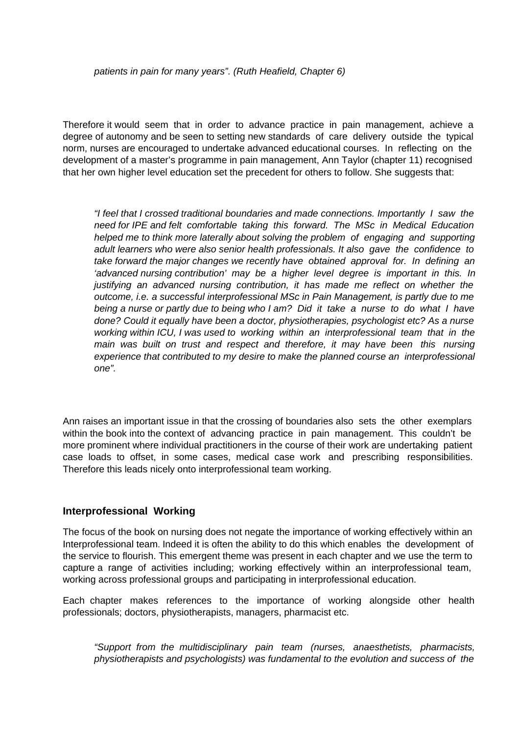*patients in pain for many years". (Ruth Heafield, Chapter 6)*

Therefore it would seem that in order to advance practice in pain management, achieve a degree of autonomy and be seen to setting new standards of care delivery outside the typical norm, nurses are encouraged to undertake advanced educational courses. In reflecting on the development of a master's programme in pain management, Ann Taylor (chapter 11) recognised that her own higher level education set the precedent for others to follow. She suggests that:

> *"I feel that I crossed traditional boundaries and made connections. Importantly I saw the need for IPE and felt comfortable taking this forward. The MSc in Medical Education helped me to think more laterally about solving the problem of engaging and supporting adult learners who were also senior health professionals. It also gave the confidence to take forward the major changes we recently have obtained approval for. In defining an 'advanced nursing contribution' may be a higher level degree is important in this. In justifying an advanced nursing contribution, it has made me reflect on whether the outcome, i.e. a successful interprofessional MSc in Pain Management, is partly due to me being a nurse or partly due to being who I am? Did it take a nurse to do what I have done? Could it equally have been a doctor, physiotherapies, psychologist etc? As a nurse working within ICU, I was used to working within an interprofessional team that in the main was built on trust and respect and therefore, it may have been this nursing experience that contributed to my desire to make the planned course an interprofessional one".*

Ann raises an important issue in that the crossing of boundaries also sets the other exemplars within the book into the context of advancing practice in pain management. This couldn't be more prominent where individual practitioners in the course of their work are undertaking patient case loads to offset, in some cases, medical case work and prescribing responsibilities. Therefore this leads nicely onto interprofessional team working.

## Interprofessional Working

The focus of the book on nursing does not negate the importance of working effectively within an Interprofessional team. Indeed it is often the ability to do this which enables the development of the service to flourish. This emergent theme was present in each chapter and we use the term to capture a range of activities including; working effectively within an interprofessional team, working across professional groups and participating in interprofessional education.

Each chapter makes references to the importance of working alongside other health professionals; doctors, physiotherapists, managers, pharmacist etc.

> *"Support from the multidisciplinary pain team (nurses, anaesthetists, pharmacists, physiotherapists and psychologists) was fundamental to the evolution and success of the*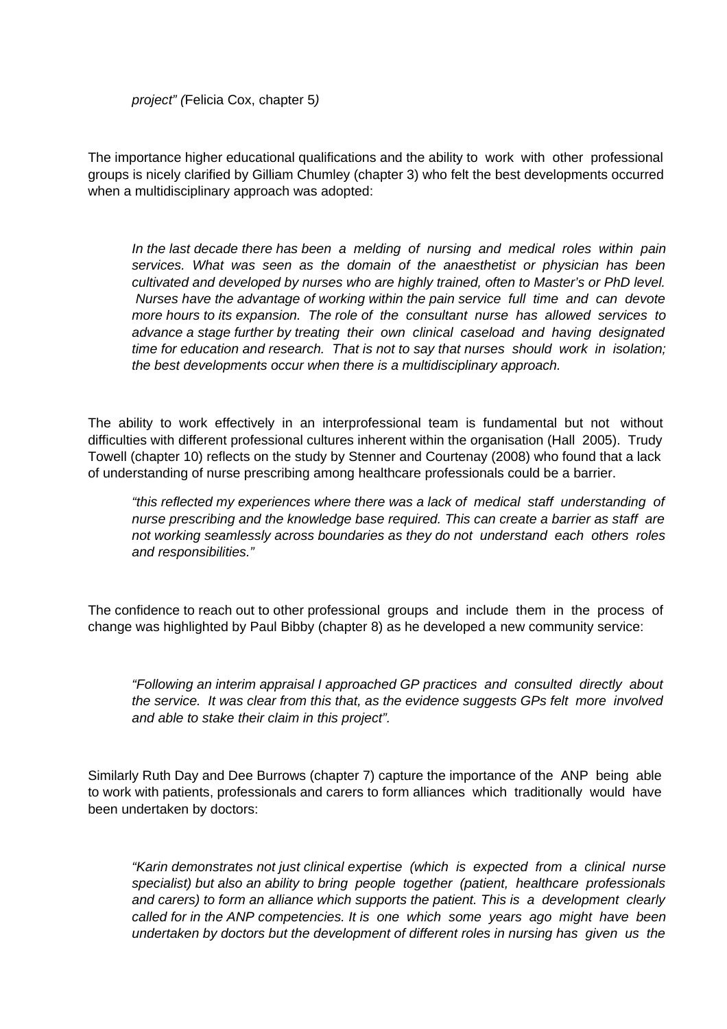*project" (*Felicia Cox, chapter 5*)*

The importance higher educational qualifications and the ability to work with other professional groups is nicely clarified by Gilliam Chumley (chapter 3) who felt the best developments occurred when a multidisciplinary approach was adopted:

> *In the last decade there has been a melding of nursing and medical roles within pain services. What was seen as the domain of the anaesthetist or physician has been cultivated and developed by nurses who are highly trained, often to Master's or PhD level. Nurses have the advantage of working within the pain service full time and can devote more hours to its expansion. The role of the consultant nurse has allowed services to advance a stage further by treating their own clinical caseload and having designated time for education and research. That is not to say that nurses should work in isolation; the best developments occur when there is a multidisciplinary approach.*

The ability to work effectively in an interprofessional team is fundamental but not without difficulties with different professional cultures inherent within the organisation (Hall 2005). Trudy Towell (chapter 10) reflects on the study by Stenner and Courtenay (2008) who found that a lack of understanding of nurse prescribing among healthcare professionals could be a barrier.

> *"this reflected my experiences where there was a lack of medical staff understanding of nurse prescribing and the knowledge base required. This can create a barrier as staff are not working seamlessly across boundaries as they do not understand each others roles and responsibilities."*

The confidence to reach out to other professional groups and include them in the process of change was highlighted by Paul Bibby (chapter 8) as he developed a new community service:

> *"Following an interim appraisal I approached GP practices and consulted directly about the service. It was clear from this that, as the evidence suggests GPs felt more involved and able to stake their claim in this project".*

Similarly Ruth Day and Dee Burrows (chapter 7) capture the importance of the ANP being able to work with patients, professionals and carers to form alliances which traditionally would have been undertaken by doctors:

> *"Karin demonstrates not just clinical expertise (which is expected from a clinical nurse specialist) but also an ability to bring people together (patient, healthcare professionals and carers) to form an alliance which supports the patient. This is a development clearly called for in the ANP competencies. It is one which some years ago might have been undertaken by doctors but the development of different roles in nursing has given us the*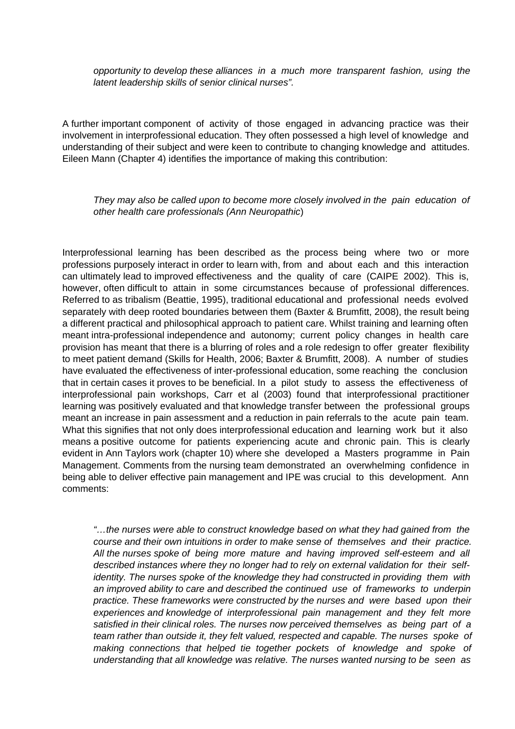*opportunity to develop these alliances in a much more transparent fashion, using the latent leadership skills of senior clinical nurses".*

A further important component of activity of those engaged in advancing practice was their involvement in interprofessional education. They often possessed a high level of knowledge and understanding of their subject and were keen to contribute to changing knowledge and attitudes. Eileen Mann (Chapter 4) identifies the importance of making this contribution:

> *They may also be called upon to become more closely involved in the pain education of other health care professionals (Ann Neuropathic*)

Interprofessional learning has been described as the process being where two or more professions purposely interact in order to learn with, from and about each and this interaction can ultimately lead to improved effectiveness and the quality of care (CAIPE 2002). This is, however, often difficult to attain in some circumstances because of professional differences. Referred to as tribalism (Beattie, 1995), traditional educational and professional needs evolved separately with deep rooted boundaries between them (Baxter & Brumfitt, 2008), the result being a different practical and philosophical approach to patient care. Whilst training and learning often meant intra-professional independence and autonomy; current policy changes in health care provision has meant that there is a blurring of roles and a role redesign to offer greater flexibility to meet patient demand (Skills for Health, 2006; Baxter & Brumfitt, 2008). A number of studies have evaluated the effectiveness of inter-professional education, some reaching the conclusion that in certain cases it proves to be beneficial. In a pilot study to assess the effectiveness of interprofessional pain workshops, Carr et al (2003) found that interprofessional practitioner learning was positively evaluated and that knowledge transfer between the professional groups meant an increase in pain assessment and a reduction in pain referrals to the acute pain team. What this signifies that not only does interprofessional education and learning work but it also means a positive outcome for patients experiencing acute and chronic pain. This is clearly evident in Ann Taylors work (chapter 10) where she developed a Masters programme in Pain Management. Comments from the nursing team demonstrated an overwhelming confidence in being able to deliver effective pain management and IPE was crucial to this development. Ann comments:

> *"…the nurses were able to construct knowledge based on what they had gained from the course and their own intuitions in order to make sense of themselves and their practice. All the nurses spoke of being more mature and having improved self-esteem and all described instances where they no longer had to rely on external validation for their self-identity. The nurses spoke of the knowledge they had constructed in providing them with an improved ability to care and described the continued use of frameworks to underpin practice. These frameworks were constructed by the nurses and were based upon their experiences and knowledge of interprofessional pain management and they felt more satisfied in their clinical roles. The nurses now perceived themselves as being part of a team rather than outside it, they felt valued, respected and capable. The nurses spoke of making connections that helped tie together pockets of knowledge and spoke of understanding that all knowledge was relative. The nurses wanted nursing to be seen as*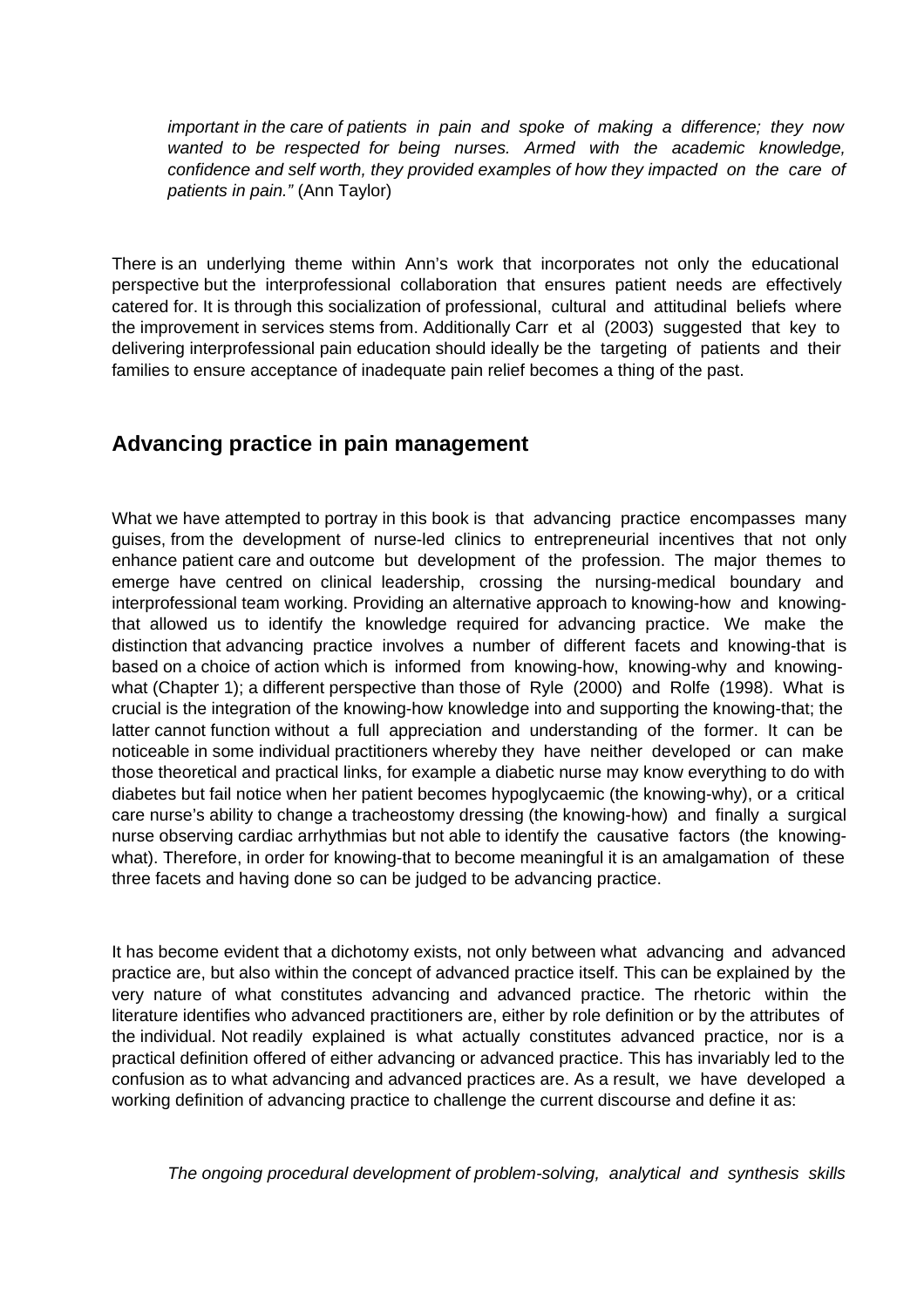*important in the care of patients in pain and spoke of making a difference; they now wanted to be respected for being nurses. Armed with the academic knowledge, confidence and self worth, they provided examples of how they impacted on the care of patients in pain."* (Ann Taylor)

There is an underlying theme within Ann's work that incorporates not only the educational perspective but the interprofessional collaboration that ensures patient needs are effectively catered for. It is through this socialization of professional, cultural and attitudinal beliefs where the improvement in services stems from. Additionally Carr et al (2003) suggested that key to delivering interprofessional pain education should ideally be the targeting of patients and their families to ensure acceptance of inadequate pain relief becomes a thing of the past.

## Advancing practice in pain management

What we have attempted to portray in this book is that advancing practice encompasses many guises, from the development of nurse-led clinics to entrepreneurial incentives that not only enhance patient care and outcome but development of the profession. The major themes to emerge have centred on clinical leadership, crossing the nursing-medical boundary and interprofessional team working. Providing an alternative approach to knowing-how and knowing-that allowed us to identify the knowledge required for advancing practice. We make the distinction that advancing practice involves a number of different facets and knowing-that is based on a choice of action which is informed from knowing-how, knowing-why and knowing-what (Chapter 1); a different perspective than those of Ryle (2000) and Rolfe (1998). What is crucial is the integration of the knowing-how knowledge into and supporting the knowing-that; the latter cannot function without a full appreciation and understanding of the former. It can be noticeable in some individual practitioners whereby they have neither developed or can make those theoretical and practical links, for example a diabetic nurse may know everything to do with diabetes but fail notice when her patient becomes hypoglycaemic (the knowing-why), or a critical care nurse's ability to change a tracheostomy dressing (the knowing-how) and finally a surgical nurse observing cardiac arrhythmias but not able to identify the causative factors (the knowing-what). Therefore, in order for knowing-that to become meaningful it is an amalgamation of these three facets and having done so can be judged to be advancing practice.

It has become evident that a dichotomy exists, not only between what advancing and advanced practice are, but also within the concept of advanced practice itself. This can be explained by the very nature of what constitutes advancing and advanced practice. The rhetoric within the literature identifies who advanced practitioners are, either by role definition or by the attributes of the individual. Not readily explained is what actually constitutes advanced practice, nor is a practical definition offered of either advancing or advanced practice. This has invariably led to the confusion as to what advancing and advanced practices are. As a result, we have developed a working definition of advancing practice to challenge the current discourse and define it as:

*The ongoing procedural development of problem-solving, analytical and synthesis skills*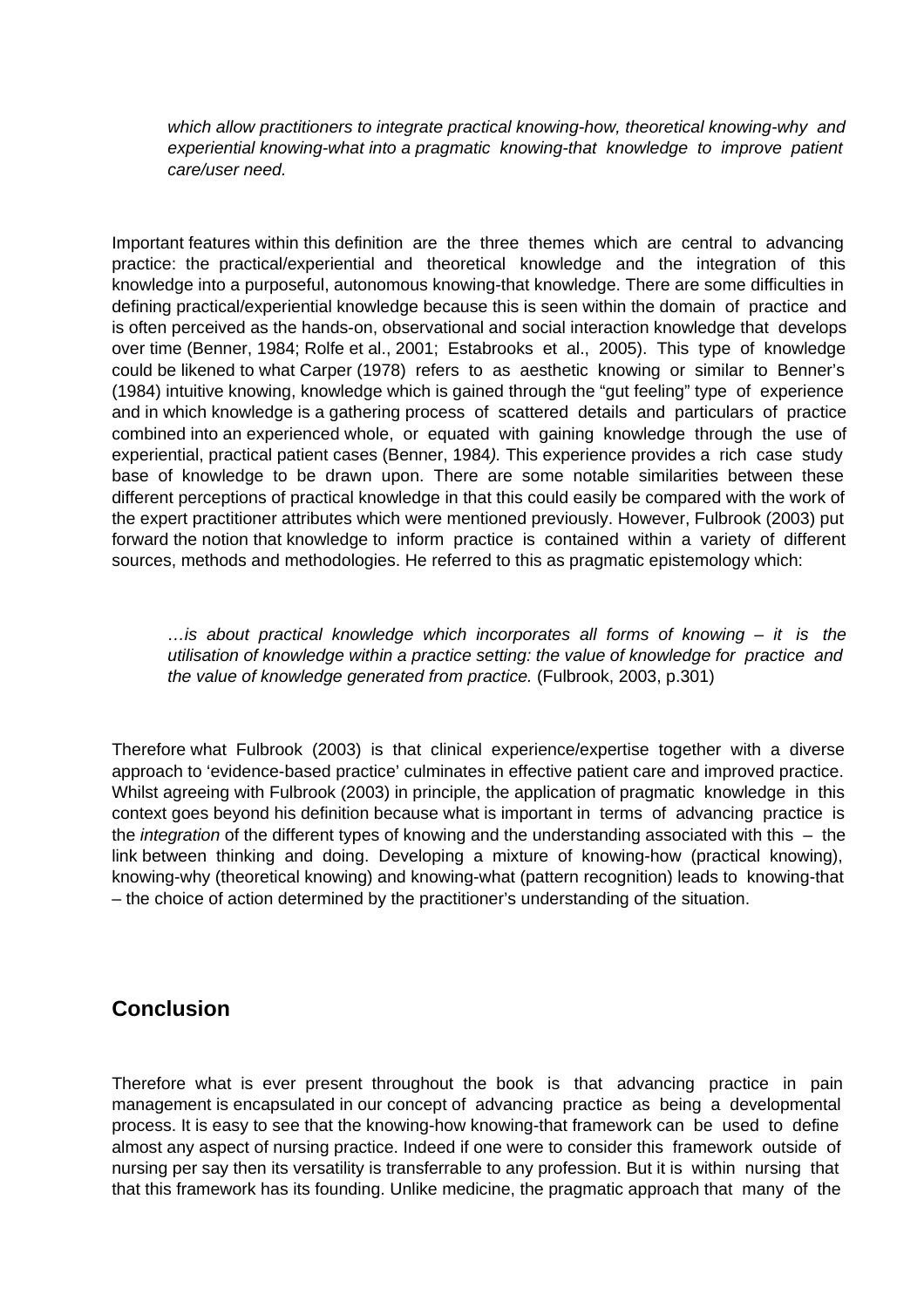*which allow practitioners to integrate practical knowing-how, theoretical knowing-why and experiential knowing-what into a pragmatic knowing-that knowledge to improve patient care/user need.*

Important features within this definition are the three themes which are central to advancing practice: the practical/experiential and theoretical knowledge and the integration of this knowledge into a purposeful, autonomous knowing-that knowledge. There are some difficulties in defining practical/experiential knowledge because this is seen within the domain of practice and is often perceived as the hands-on, observational and social interaction knowledge that develops over time (Benner, 1984; Rolfe et al., 2001; Estabrooks et al., 2005). This type of knowledge could be likened to what Carper (1978) refers to as aesthetic knowing or similar to Benner's (1984) intuitive knowing, knowledge which is gained through the "gut feeling" type of experience and in which knowledge is a gathering process of scattered details and particulars of practice combined into an experienced whole, or equated with gaining knowledge through the use of experiential, practical patient cases (Benner, 1984*).* This experience provides a rich case study base of knowledge to be drawn upon. There are some notable similarities between these different perceptions of practical knowledge in that this could easily be compared with the work of the expert practitioner attributes which were mentioned previously. However, Fulbrook (2003) put forward the notion that knowledge to inform practice is contained within a variety of different sources, methods and methodologies. He referred to this as pragmatic epistemology which:

*…is about practical knowledge which incorporates all forms of knowing – it is the utilisation of knowledge within a practice setting: the value of knowledge for practice and the value of knowledge generated from practice.* (Fulbrook, 2003, p.301)

Therefore what Fulbrook (2003) is that clinical experience/expertise together with a diverse approach to 'evidence-based practice' culminates in effective patient care and improved practice. Whilst agreeing with Fulbrook (2003) in principle, the application of pragmatic knowledge in this context goes beyond his definition because what is important in terms of advancing practice is the *integration* of the different types of knowing and the understanding associated with this – the link between thinking and doing. Developing a mixture of knowing-how (practical knowing), knowing-why (theoretical knowing) and knowing-what (pattern recognition) leads to knowing-that – the choice of action determined by the practitioner's understanding of the situation.

## Conclusion

Therefore what is ever present throughout the book is that advancing practice in pain management is encapsulated in our concept of advancing practice as being a developmental process. It is easy to see that the knowing-how knowing-that framework can be used to define almost any aspect of nursing practice. Indeed if one were to consider this framework outside of nursing per say then its versatility is transferrable to any profession. But it is within nursing that that this framework has its founding. Unlike medicine, the pragmatic approach that many of the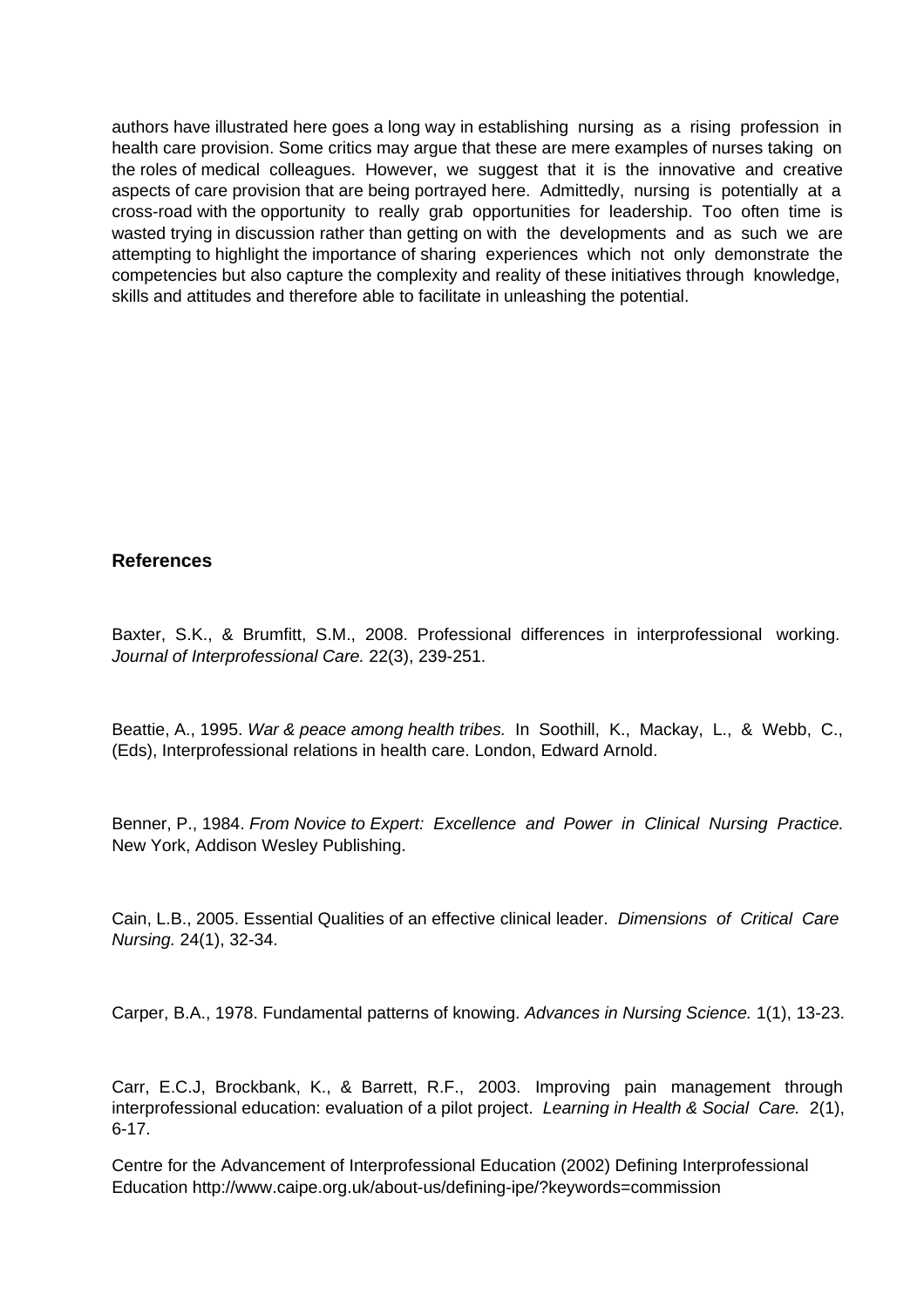authors have illustrated here goes a long way in establishing nursing as a rising profession in health care provision. Some critics may argue that these are mere examples of nurses taking on the roles of medical colleagues. However, we suggest that it is the innovative and creative aspects of care provision that are being portrayed here. Admittedly, nursing is potentially at a cross-road with the opportunity to really grab opportunities for leadership. Too often time is wasted trying in discussion rather than getting on with the developments and as such we are attempting to highlight the importance of sharing experiences which not only demonstrate the competencies but also capture the complexity and reality of these initiatives through knowledge, skills and attitudes and therefore able to facilitate in unleashing the potential.

## References

Baxter, S.K., & Brumfitt, S.M., 2008. Professional differences in interprofessional working. *Journal of Interprofessional Care.* 22(3), 239-251.

Beattie, A., 1995. *War & peace among health tribes.* In Soothill, K., Mackay, L., & Webb, C., (Eds), Interprofessional relations in health care. London, Edward Arnold.

Benner, P., 1984. *From Novice to Expert: Excellence and Power in Clinical Nursing Practice.* New York, Addison Wesley Publishing.

Cain, L.B., 2005. Essential Qualities of an effective clinical leader. *Dimensions of Critical Care Nursing.* 24(1), 32-34.

Carper, B.A., 1978. Fundamental patterns of knowing. *Advances in Nursing Science.* 1(1), 13-23.

Carr, E.C.J, Brockbank, K., & Barrett, R.F., 2003. Improving pain management through interprofessional education: evaluation of a pilot project. *Learning in Health & Social Care.* 2(1), 6-17.

Centre for the Advancement of Interprofessional Education (2002) Defining Interprofessional Education http://www.caipe.org.uk/about-us/defining-ipe/?keywords=commission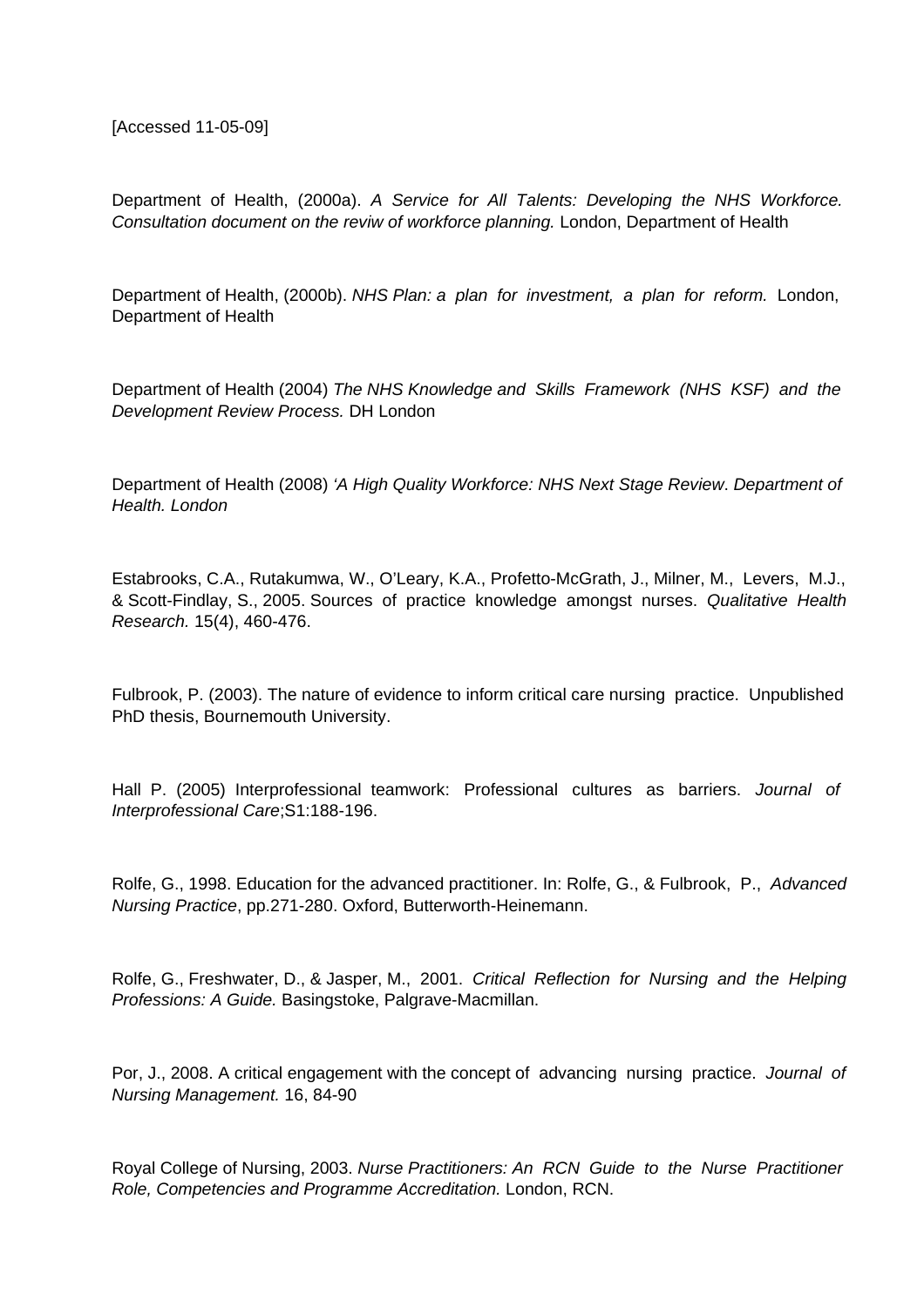[Accessed 11-05-09]

Department of Health, (2000a). *A Service for All Talents: Developing the NHS Workforce. Consultation document on the reviw of workforce planning.* London, Department of Health

Department of Health, (2000b). *NHS Plan: a plan for investment, a plan for reform.* London, Department of Health

Department of Health (2004) *The NHS Knowledge and Skills Framework (NHS KSF) and the Development Review Process.* DH London

Department of Health (2008) *'A High Quality Workforce: NHS Next Stage Review*. *Department of Health. London*

Estabrooks, C.A., Rutakumwa, W., O'Leary, K.A., Profetto-McGrath, J., Milner, M., Levers, M.J., & Scott-Findlay, S., 2005. Sources of practice knowledge amongst nurses. *Qualitative Health Research.* 15(4), 460-476.

Fulbrook, P. (2003). The nature of evidence to inform critical care nursing practice. Unpublished PhD thesis, Bournemouth University.

Hall P. (2005) Interprofessional teamwork: Professional cultures as barriers. *Journal of Interprofessional Care*;S1:188-196.

Rolfe, G., 1998. Education for the advanced practitioner. In: Rolfe, G., & Fulbrook, P., *Advanced Nursing Practice*, pp.271-280. Oxford, Butterworth-Heinemann.

Rolfe, G., Freshwater, D., & Jasper, M., 2001. *Critical Reflection for Nursing and the Helping Professions: A Guide.* Basingstoke, Palgrave-Macmillan.

Por, J., 2008. A critical engagement with the concept of advancing nursing practice. *Journal of Nursing Management.* 16, 84-90

Royal College of Nursing, 2003. *Nurse Practitioners: An RCN Guide to the Nurse Practitioner Role, Competencies and Programme Accreditation.* London, RCN.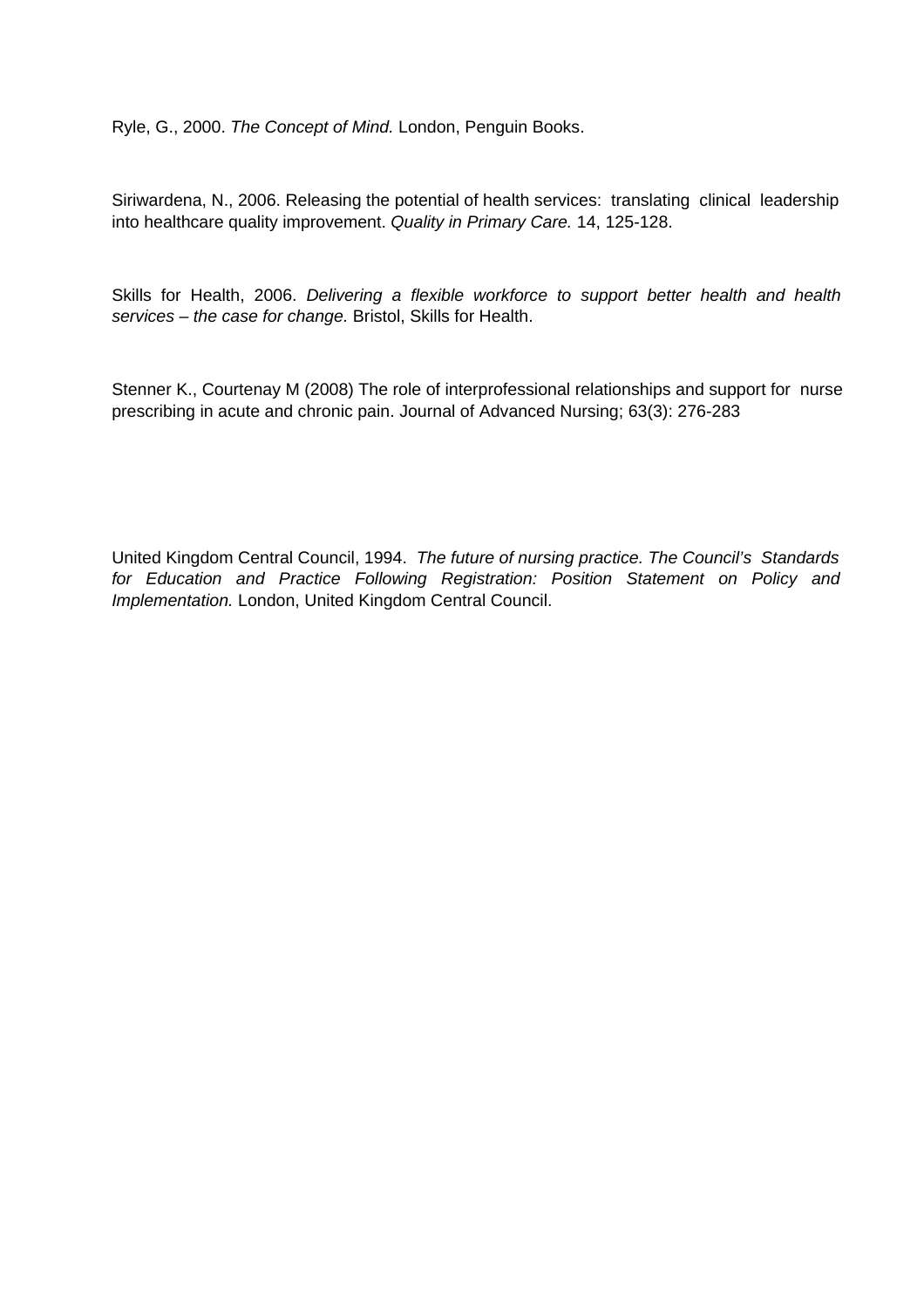Ryle, G., 2000. *The Concept of Mind.* London, Penguin Books.

Siriwardena, N., 2006. Releasing the potential of health services: translating clinical leadership into healthcare quality improvement. *Quality in Primary Care.* 14, 125-128.

Skills for Health, 2006. *Delivering a flexible workforce to support better health and health services – the case for change.* Bristol, Skills for Health.

Stenner K., Courtenay M (2008) The role of interprofessional relationships and support for nurse prescribing in acute and chronic pain. Journal of Advanced Nursing; 63(3): 276-283

United Kingdom Central Council, 1994. *The future of nursing practice. The Council's Standards for Education and Practice Following Registration: Position Statement on Policy and Implementation.* London, United Kingdom Central Council.